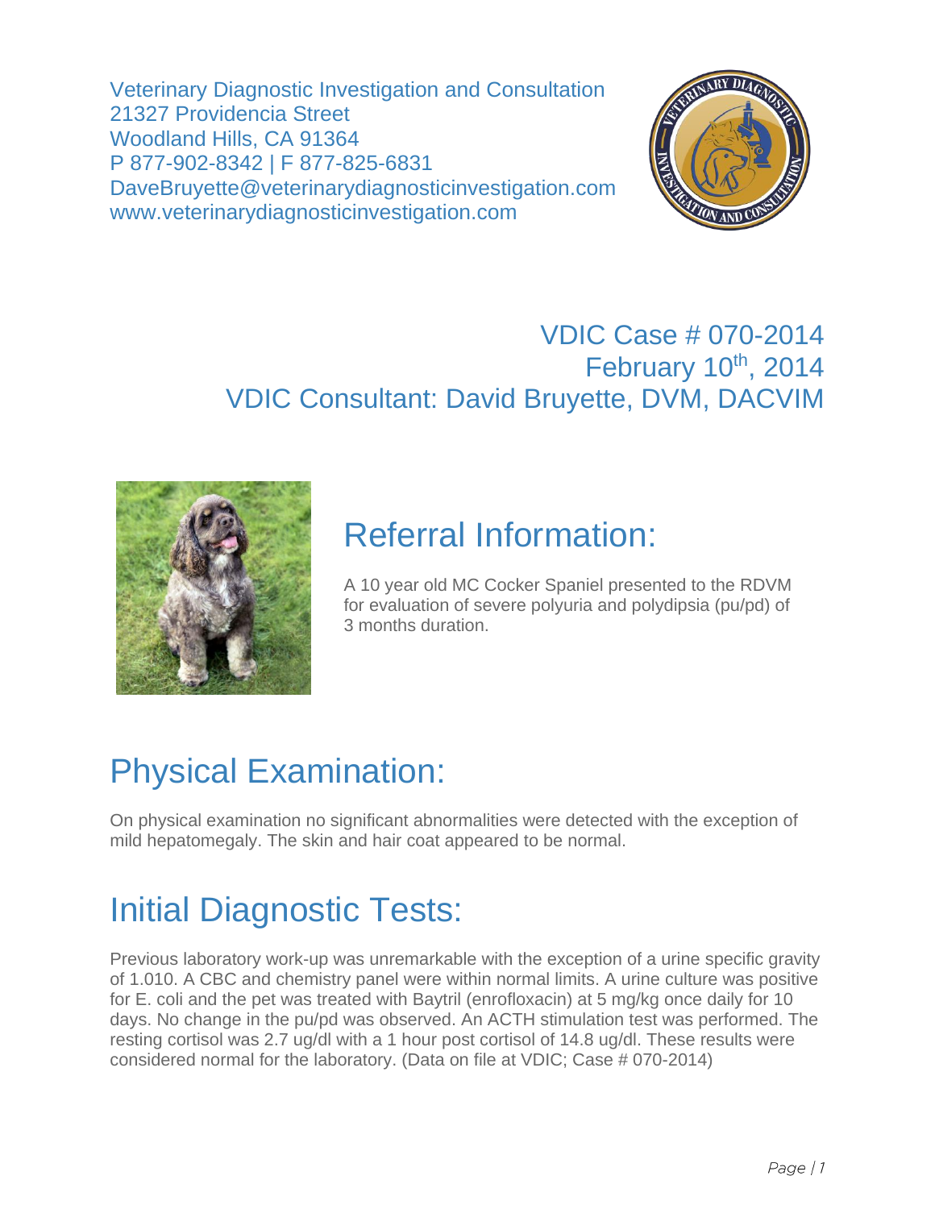Veterinary Diagnostic Investigation and Consultation
21327 Providencia Street
Woodland Hills, CA 91364
P 877-902-8342 | F 877-825-6831
DaveBruyette@veterinarydiagnosticinvestigation.com
www.veterinarydiagnosticinvestigation.com

VDIC Case # 070-2014
February 10th, 2014
VDIC Consultant: David Bruyette, DVM, DACVIM

# Referral Information:

A 10 year old MC Cocker Spaniel presented to the RDVM for evaluation of severe polyuria and polydipsia (pu/pd) of 3 months duration.

# Physical Examination:

On physical examination no significant abnormalities were detected with the exception of mild hepatomegaly. The skin and hair coat appeared to be normal.

# Initial Diagnostic Tests:

Previous laboratory work-up was unremarkable with the exception of a urine specific gravity of 1.010. A CBC and chemistry panel were within normal limits. A urine culture was positive for E. coli and the pet was treated with Baytril (enrofloxacin) at 5 mg/kg once daily for 10 days. No change in the pu/pd was observed. An ACTH stimulation test was performed. The resting cortisol was 2.7 ug/dl with a 1 hour post cortisol of 14.8 ug/dl. These results were considered normal for the laboratory. (Data on file at VDIC; Case # 070-2014)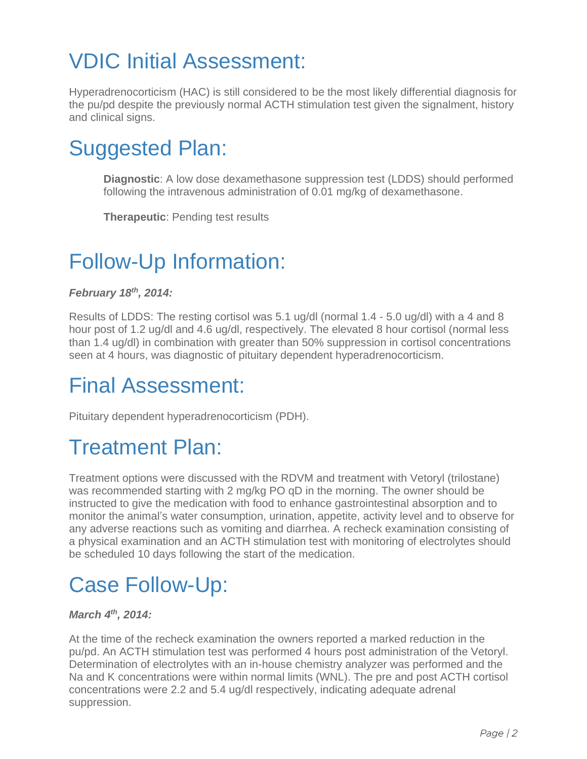# VDIC Initial Assessment:

Hyperadrenocorticism (HAC) is still considered to be the most likely differential diagnosis for the pu/pd despite the previously normal ACTH stimulation test given the signalment, history and clinical signs.

# Suggested Plan:

**Diagnostic**: A low dose dexamethasone suppression test (LDDS) should performed following the intravenous administration of 0.01 mg/kg of dexamethasone.

**Therapeutic**: Pending test results

# Follow-Up Information:

***February 18th, 2014:***

Results of LDDS: The resting cortisol was 5.1 ug/dl (normal 1.4 - 5.0 ug/dl) with a 4 and 8 hour post of 1.2 ug/dl and 4.6 ug/dl, respectively. The elevated 8 hour cortisol (normal less than 1.4 ug/dl) in combination with greater than 50% suppression in cortisol concentrations seen at 4 hours, was diagnostic of pituitary dependent hyperadrenocorticism.

# Final Assessment:

Pituitary dependent hyperadrenocorticism (PDH).

# Treatment Plan:

Treatment options were discussed with the RDVM and treatment with Vetoryl (trilostane) was recommended starting with 2 mg/kg PO qD in the morning. The owner should be instructed to give the medication with food to enhance gastrointestinal absorption and to monitor the animal's water consumption, urination, appetite, activity level and to observe for any adverse reactions such as vomiting and diarrhea. A recheck examination consisting of a physical examination and an ACTH stimulation test with monitoring of electrolytes should be scheduled 10 days following the start of the medication.

# Case Follow-Up:

***March 4th, 2014:***

At the time of the recheck examination the owners reported a marked reduction in the pu/pd. An ACTH stimulation test was performed 4 hours post administration of the Vetoryl. Determination of electrolytes with an in-house chemistry analyzer was performed and the Na and K concentrations were within normal limits (WNL). The pre and post ACTH cortisol concentrations were 2.2 and 5.4 ug/dl respectively, indicating adequate adrenal suppression.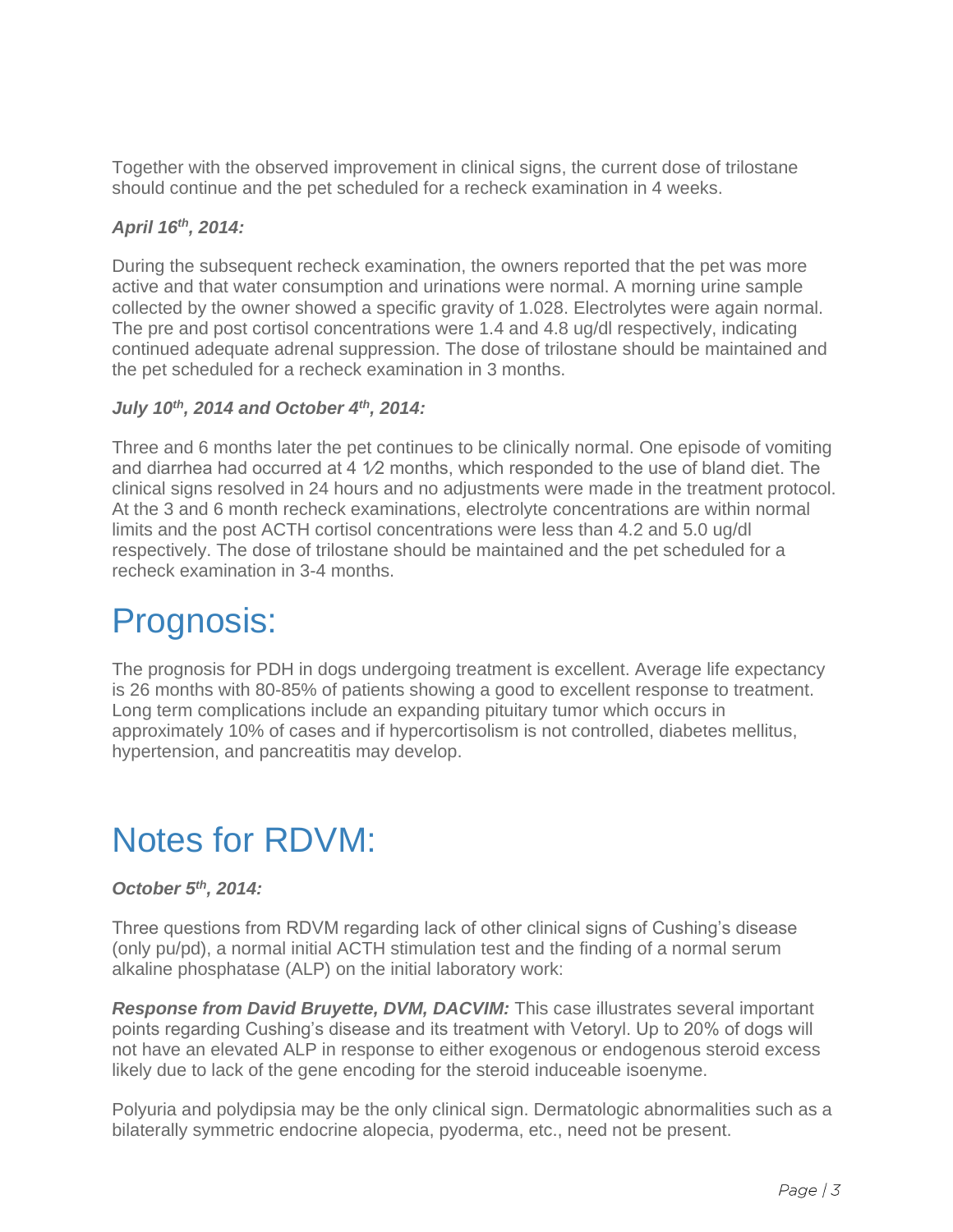Together with the observed improvement in clinical signs, the current dose of trilostane should continue and the pet scheduled for a recheck examination in 4 weeks.

***April 16th, 2014:***

During the subsequent recheck examination, the owners reported that the pet was more active and that water consumption and urinations were normal. A morning urine sample collected by the owner showed a specific gravity of 1.028. Electrolytes were again normal. The pre and post cortisol concentrations were 1.4 and 4.8 ug/dl respectively, indicating continued adequate adrenal suppression. The dose of trilostane should be maintained and the pet scheduled for a recheck examination in 3 months.

***July 10th, 2014 and October 4th, 2014:***

Three and 6 months later the pet continues to be clinically normal. One episode of vomiting and diarrhea had occurred at 4 ½ months, which responded to the use of bland diet. The clinical signs resolved in 24 hours and no adjustments were made in the treatment protocol. At the 3 and 6 month recheck examinations, electrolyte concentrations are within normal limits and the post ACTH cortisol concentrations were less than 4.2 and 5.0 ug/dl respectively. The dose of trilostane should be maintained and the pet scheduled for a recheck examination in 3-4 months.

# Prognosis:

The prognosis for PDH in dogs undergoing treatment is excellent. Average life expectancy is 26 months with 80-85% of patients showing a good to excellent response to treatment. Long term complications include an expanding pituitary tumor which occurs in approximately 10% of cases and if hypercortisolism is not controlled, diabetes mellitus, hypertension, and pancreatitis may develop.

# Notes for RDVM:

***October 5th, 2014:***

Three questions from RDVM regarding lack of other clinical signs of Cushing's disease (only pu/pd), a normal initial ACTH stimulation test and the finding of a normal serum alkaline phosphatase (ALP) on the initial laboratory work:

***Response from David Bruyette, DVM, DACVIM:*** This case illustrates several important points regarding Cushing's disease and its treatment with Vetoryl. Up to 20% of dogs will not have an elevated ALP in response to either exogenous or endogenous steroid excess likely due to lack of the gene encoding for the steroid induceable isoenyme.

Polyuria and polydipsia may be the only clinical sign. Dermatologic abnormalities such as a bilaterally symmetric endocrine alopecia, pyoderma, etc., need not be present.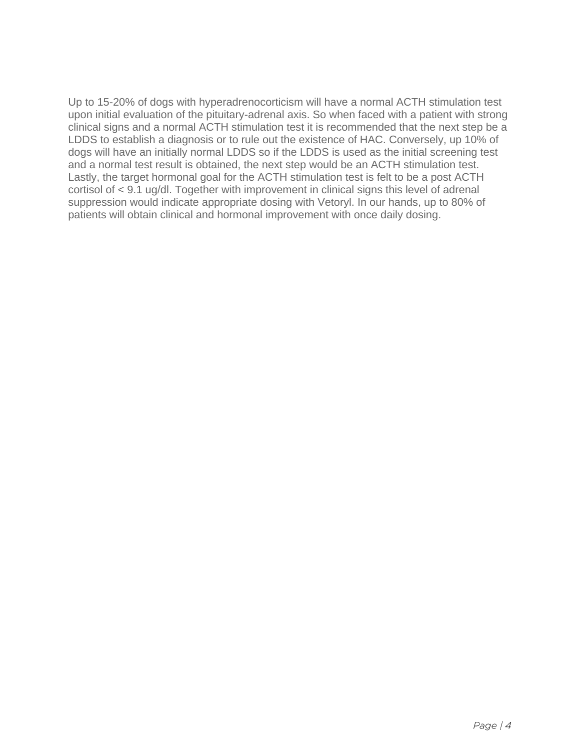Up to 15-20% of dogs with hyperadrenocorticism will have a normal ACTH stimulation test upon initial evaluation of the pituitary-adrenal axis. So when faced with a patient with strong clinical signs and a normal ACTH stimulation test it is recommended that the next step be a LDDS to establish a diagnosis or to rule out the existence of HAC. Conversely, up 10% of dogs will have an initially normal LDDS so if the LDDS is used as the initial screening test and a normal test result is obtained, the next step would be an ACTH stimulation test. Lastly, the target hormonal goal for the ACTH stimulation test is felt to be a post ACTH cortisol of < 9.1 ug/dl. Together with improvement in clinical signs this level of adrenal suppression would indicate appropriate dosing with Vetoryl. In our hands, up to 80% of patients will obtain clinical and hormonal improvement with once daily dosing.